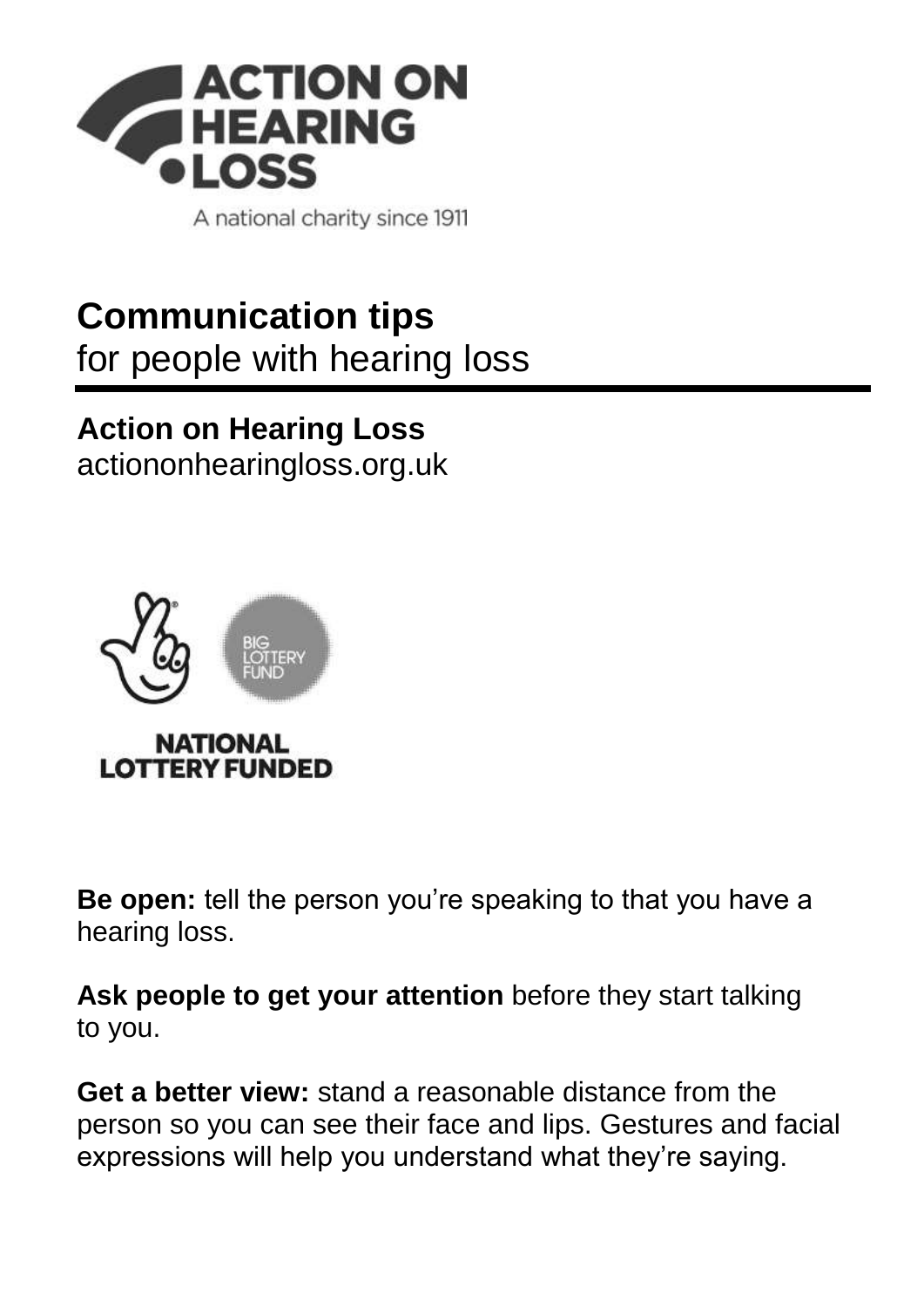ACTION ON HEARING LOSS

A national charity since 1911

# Communication tips
for people with hearing loss

**Action on Hearing Loss**
actiononhearingloss.org.uk

BIG LOTTERY FUND

NATIONAL LOTTERY FUNDED

**Be open:** tell the person you're speaking to that you have a hearing loss.

**Ask people to get your attention** before they start talking to you.

**Get a better view:** stand a reasonable distance from the person so you can see their face and lips. Gestures and facial expressions will help you understand what they're saying.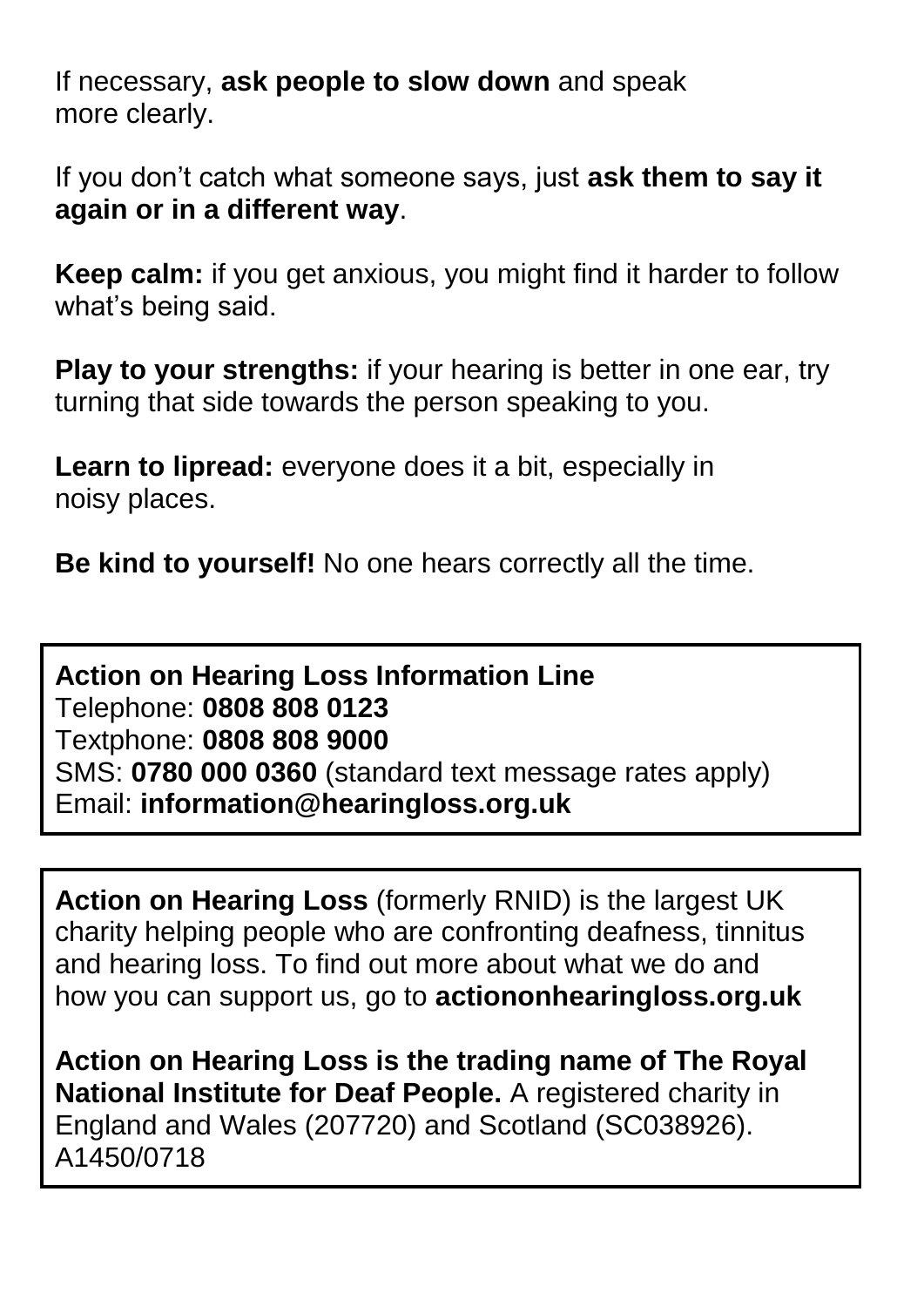If necessary, **ask people to slow down** and speak more clearly.

If you don't catch what someone says, just **ask them to say it again or in a different way**.

**Keep calm:** if you get anxious, you might find it harder to follow what's being said.

**Play to your strengths:** if your hearing is better in one ear, try turning that side towards the person speaking to you.

**Learn to lipread:** everyone does it a bit, especially in noisy places.

**Be kind to yourself!** No one hears correctly all the time.

**Action on Hearing Loss Information Line**
Telephone: **0808 808 0123**
Textphone: **0808 808 9000**
SMS: **0780 000 0360** (standard text message rates apply)
Email: **information@hearingloss.org.uk**

**Action on Hearing Loss** (formerly RNID) is the largest UK charity helping people who are confronting deafness, tinnitus and hearing loss. To find out more about what we do and how you can support us, go to **actiononhearingloss.org.uk**

**Action on Hearing Loss is the trading name of The Royal National Institute for Deaf People.** A registered charity in England and Wales (207720) and Scotland (SC038926).
A1450/0718